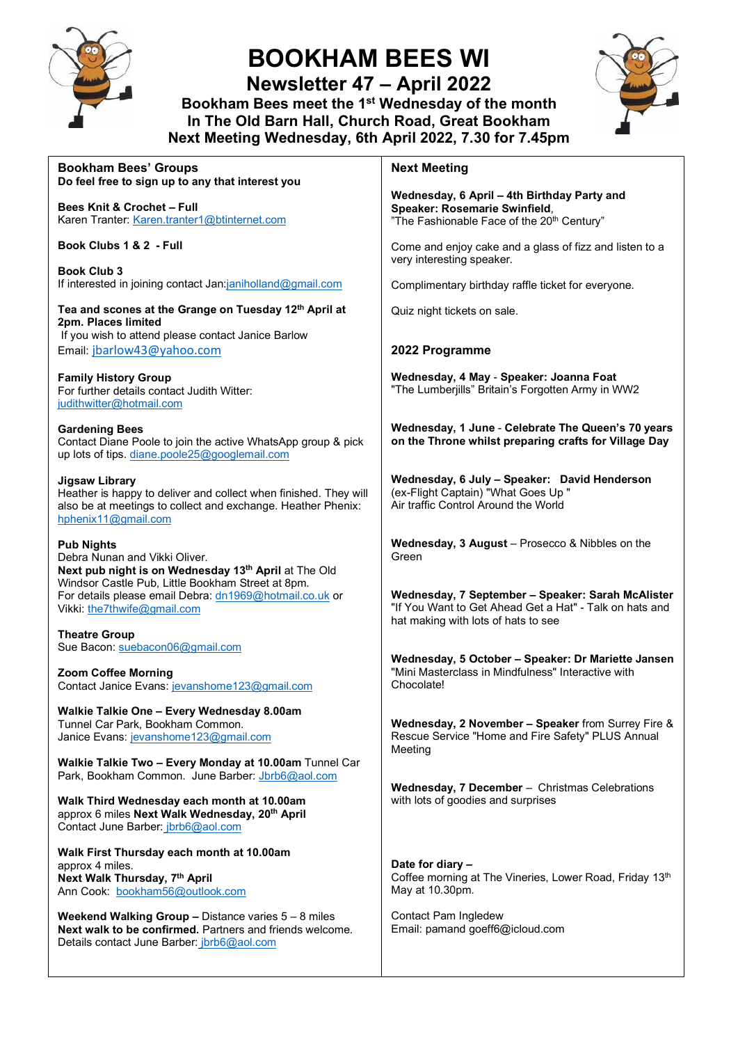# BOOKHAM BEES WI

## Newsletter 47 – April 2022

**Bookham Bees meet the 1st Wednesday of the month**
**In The Old Barn Hall, Church Road, Great Bookham**
**Next Meeting Wednesday, 6th April 2022, 7.30 for 7.45pm**

### Bookham Bees' Groups

**Do feel free to sign up to any that interest you**

**Bees Knit & Crochet – Full**
Karen Tranter: Karen.tranter1@btinternet.com

**Book Clubs 1 & 2 - Full**

**Book Club 3**
If interested in joining contact Jan:janiholland@gmail.com

**Tea and scones at the Grange on Tuesday 12th April at 2pm. Places limited**
If you wish to attend please contact Janice Barlow
Email: jbarlow43@yahoo.com

**Family History Group**
For further details contact Judith Witter: judithwitter@hotmail.com

**Gardening Bees**
Contact Diane Poole to join the active WhatsApp group & pick up lots of tips. diane.poole25@googlemail.com

**Jigsaw Library**
Heather is happy to deliver and collect when finished. They will also be at meetings to collect and exchange. Heather Phenix: hphenix11@gmail.com

**Pub Nights**
Debra Nunan and Vikki Oliver.
**Next pub night is on Wednesday 13th April** at The Old Windsor Castle Pub, Little Bookham Street at 8pm.
For details please email Debra: dn1969@hotmail.co.uk or Vikki: the7thwife@gmail.com

**Theatre Group**
Sue Bacon: suebacon06@gmail.com

**Zoom Coffee Morning**
Contact Janice Evans: jevanshome123@gmail.com

**Walkie Talkie One – Every Wednesday 8.00am**
Tunnel Car Park, Bookham Common.
Janice Evans: jevanshome123@gmail.com

**Walkie Talkie Two – Every Monday at 10.00am** Tunnel Car Park, Bookham Common. June Barber: Jbrb6@aol.com

**Walk Third Wednesday each month at 10.00am**
approx 6 miles **Next Walk Wednesday, 20th April**
Contact June Barber: jbrb6@aol.com

**Walk First Thursday each month at 10.00am**
approx 4 miles.
**Next Walk Thursday, 7th April**
Ann Cook: bookham56@outlook.com

**Weekend Walking Group –** Distance varies 5 – 8 miles
**Next walk to be confirmed.** Partners and friends welcome.
Details contact June Barber: jbrb6@aol.com

### Next Meeting

**Wednesday, 6 April – 4th Birthday Party and Speaker: Rosemarie Swinfield**,
"The Fashionable Face of the 20th Century"

Come and enjoy cake and a glass of fizz and listen to a very interesting speaker.

Complimentary birthday raffle ticket for everyone.

Quiz night tickets on sale.

### 2022 Programme

**Wednesday, 4 May** - **Speaker: Joanna Foat**
"The Lumberjills" Britain's Forgotten Army in WW2

**Wednesday, 1 June - Celebrate The Queen's 70 years on the Throne whilst preparing crafts for Village Day**

**Wednesday, 6 July – Speaker: David Henderson**
(ex-Flight Captain) "What Goes Up "
Air traffic Control Around the World

**Wednesday, 3 August** – Prosecco & Nibbles on the Green

**Wednesday, 7 September – Speaker: Sarah McAlister**
"If You Want to Get Ahead Get a Hat" - Talk on hats and hat making with lots of hats to see

**Wednesday, 5 October – Speaker: Dr Mariette Jansen**
"Mini Masterclass in Mindfulness" Interactive with Chocolate!

**Wednesday, 2 November – Speaker** from Surrey Fire & Rescue Service "Home and Fire Safety" PLUS Annual Meeting

**Wednesday, 7 December** – Christmas Celebrations with lots of goodies and surprises

**Date for diary –**
Coffee morning at The Vineries, Lower Road, Friday 13th May at 10.30pm.

Contact Pam Ingledew
Email: pamand goeff6@icloud.com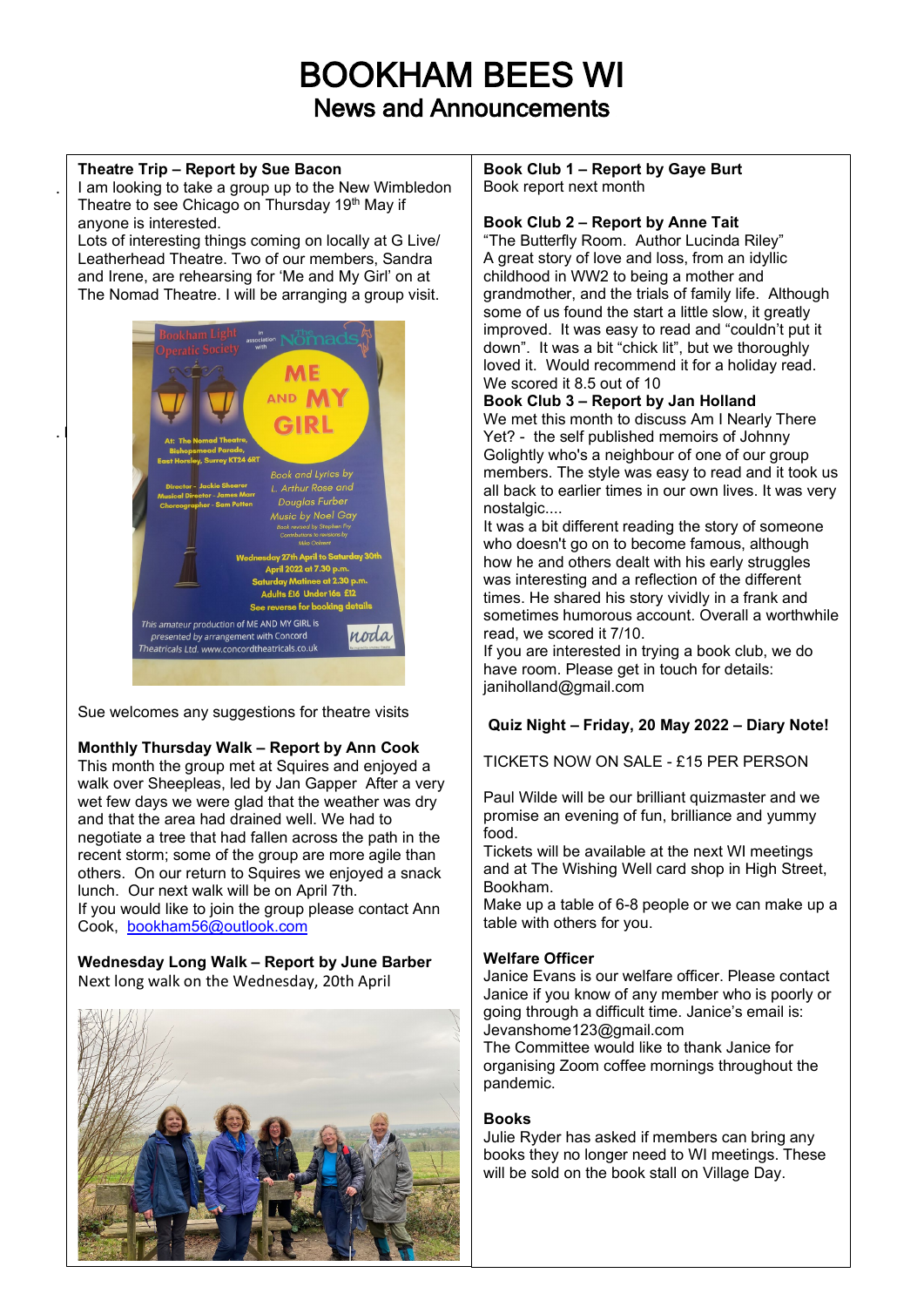# BOOKHAM BEES WI

## News and Announcements

**Theatre Trip – Report by Sue Bacon**

I am looking to take a group up to the New Wimbledon Theatre to see Chicago on Thursday 19th May if anyone is interested.

Lots of interesting things coming on locally at G Live/ Leatherhead Theatre. Two of our members, Sandra and Irene, are rehearsing for 'Me and My Girl' on at The Nomad Theatre. I will be arranging a group visit.

Sue welcomes any suggestions for theatre visits

**Monthly Thursday Walk – Report by Ann Cook**

This month the group met at Squires and enjoyed a walk over Sheepleas, led by Jan Gapper After a very wet few days we were glad that the weather was dry and that the area had drained well. We had to negotiate a tree that had fallen across the path in the recent storm; some of the group are more agile than others. On our return to Squires we enjoyed a snack lunch. Our next walk will be on April 7th.

If you would like to join the group please contact Ann Cook, bookham56@outlook.com

**Wednesday Long Walk – Report by June Barber**

Next long walk on the Wednesday, 20th April

**Book Club 1 – Report by Gaye Burt**

Book report next month

**Book Club 2 – Report by Anne Tait**

"The Butterfly Room. Author Lucinda Riley"

A great story of love and loss, from an idyllic childhood in WW2 to being a mother and grandmother, and the trials of family life. Although some of us found the start a little slow, it greatly improved. It was easy to read and "couldn't put it down". It was a bit "chick lit", but we thoroughly loved it. Would recommend it for a holiday read.

We scored it 8.5 out of 10

**Book Club 3 – Report by Jan Holland**

We met this month to discuss Am I Nearly There Yet? - the self published memoirs of Johnny Golightly who's a neighbour of one of our group members. The style was easy to read and it took us all back to earlier times in our own lives. It was very nostalgic....

It was a bit different reading the story of someone who doesn't go on to become famous, although how he and others dealt with his early struggles was interesting and a reflection of the different times. He shared his story vividly in a frank and sometimes humorous account. Overall a worthwhile read, we scored it 7/10.

If you are interested in trying a book club, we do have room. Please get in touch for details: janiholland@gmail.com

**Quiz Night – Friday, 20 May 2022 – Diary Note!**

TICKETS NOW ON SALE - £15 PER PERSON

Paul Wilde will be our brilliant quizmaster and we promise an evening of fun, brilliance and yummy food.

Tickets will be available at the next WI meetings and at The Wishing Well card shop in High Street, Bookham.

Make up a table of 6-8 people or we can make up a table with others for you.

**Welfare Officer**

Janice Evans is our welfare officer. Please contact Janice if you know of any member who is poorly or going through a difficult time. Janice's email is: Jevanshome123@gmail.com

The Committee would like to thank Janice for organising Zoom coffee mornings throughout the pandemic.

**Books**

Julie Ryder has asked if members can bring any books they no longer need to WI meetings. These will be sold on the book stall on Village Day.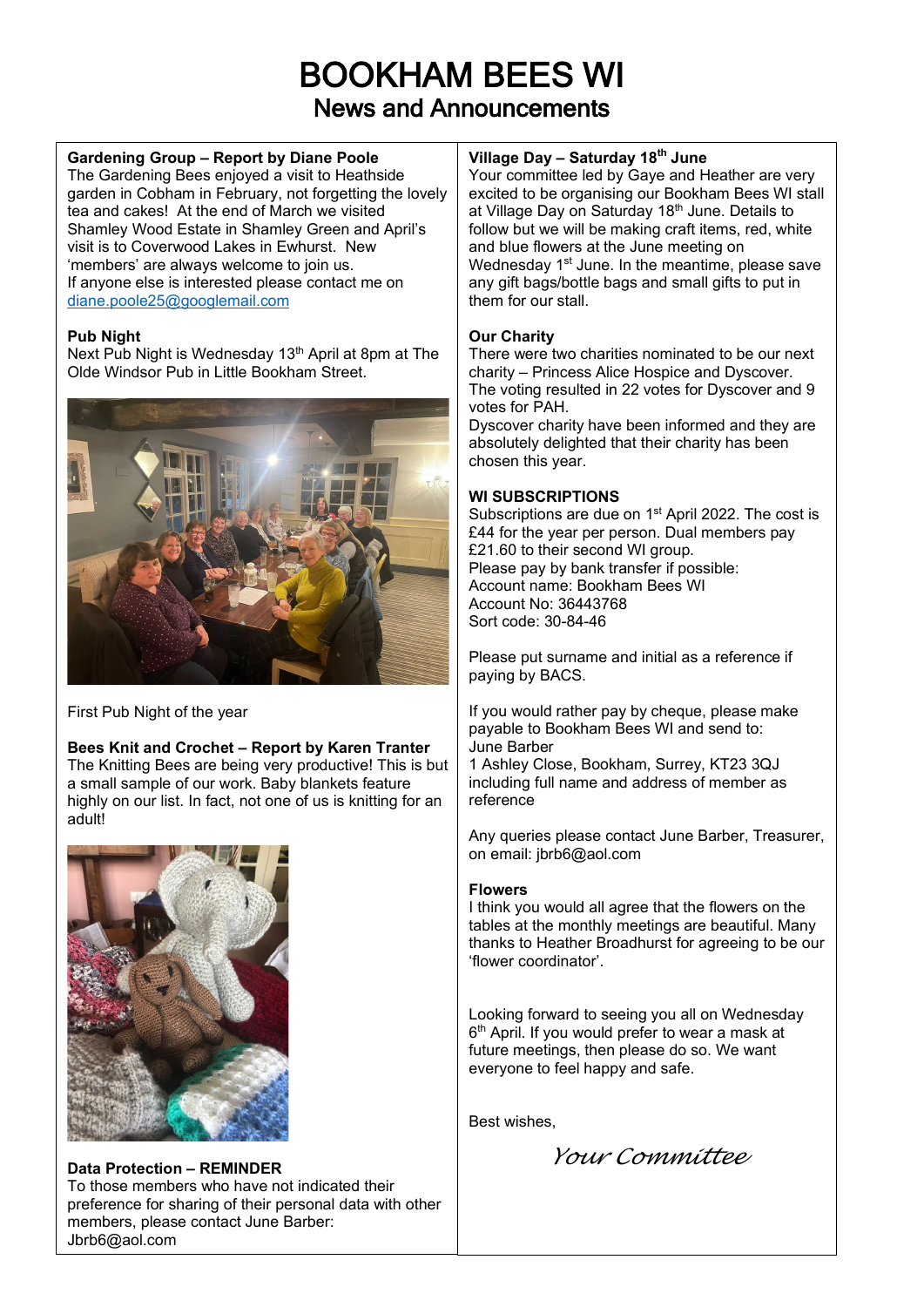# BOOKHAM BEES WI

## News and Announcements

**Gardening Group – Report by Diane Poole**
The Gardening Bees enjoyed a visit to Heathside garden in Cobham in February, not forgetting the lovely tea and cakes! At the end of March we visited Shamley Wood Estate in Shamley Green and April's visit is to Coverwood Lakes in Ewhurst. New 'members' are always welcome to join us.
If anyone else is interested please contact me on diane.poole25@googlemail.com

**Pub Night**
Next Pub Night is Wednesday 13th April at 8pm at The Olde Windsor Pub in Little Bookham Street.

First Pub Night of the year

**Bees Knit and Crochet – Report by Karen Tranter**
The Knitting Bees are being very productive! This is but a small sample of our work. Baby blankets feature highly on our list. In fact, not one of us is knitting for an adult!

**Data Protection – REMINDER**
To those members who have not indicated their preference for sharing of their personal data with other members, please contact June Barber: Jbrb6@aol.com

**Village Day – Saturday 18th June**
Your committee led by Gaye and Heather are very excited to be organising our Bookham Bees WI stall at Village Day on Saturday 18th June. Details to follow but we will be making craft items, red, white and blue flowers at the June meeting on Wednesday 1st June. In the meantime, please save any gift bags/bottle bags and small gifts to put in them for our stall.

**Our Charity**
There were two charities nominated to be our next charity – Princess Alice Hospice and Dyscover. The voting resulted in 22 votes for Dyscover and 9 votes for PAH.
Dyscover charity have been informed and they are absolutely delighted that their charity has been chosen this year.

**WI SUBSCRIPTIONS**
Subscriptions are due on 1st April 2022. The cost is £44 for the year per person. Dual members pay £21.60 to their second WI group.
Please pay by bank transfer if possible:
Account name: Bookham Bees WI
Account No: 36443768
Sort code: 30-84-46

Please put surname and initial as a reference if paying by BACS.

If you would rather pay by cheque, please make payable to Bookham Bees WI and send to:
June Barber
1 Ashley Close, Bookham, Surrey, KT23 3QJ
including full name and address of member as reference

Any queries please contact June Barber, Treasurer, on email: jbrb6@aol.com

**Flowers**
I think you would all agree that the flowers on the tables at the monthly meetings are beautiful. Many thanks to Heather Broadhurst for agreeing to be our 'flower coordinator'.

Looking forward to seeing you all on Wednesday 6th April. If you would prefer to wear a mask at future meetings, then please do so. We want everyone to feel happy and safe.

Best wishes,

*Your Committee*